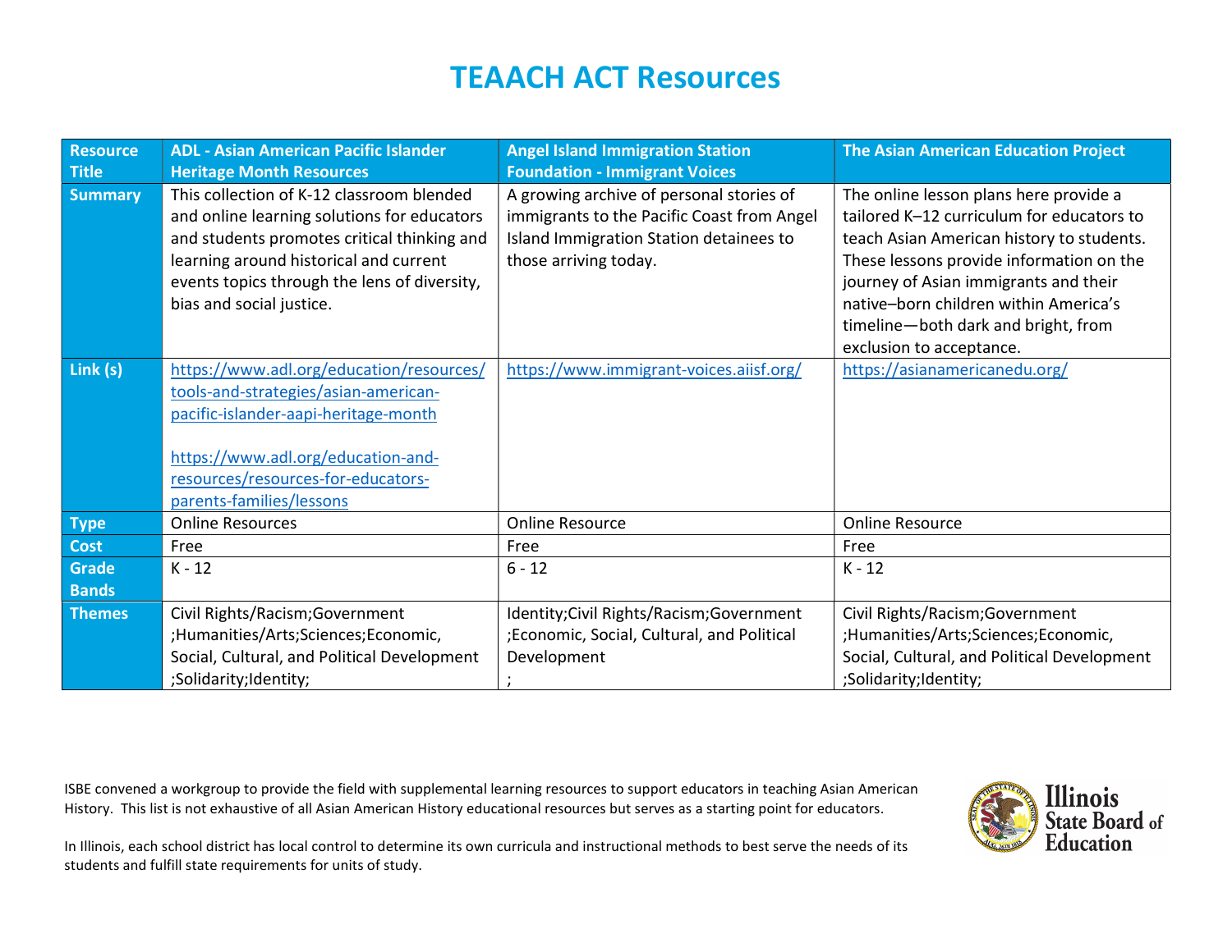# TEAACH ACT Resources

| Resource Title | ADL - Asian American Pacific Islander Heritage Month Resources | Angel Island Immigration Station Foundation - Immigrant Voices | The Asian American Education Project |
|---|---|---|---|
| Summary | This collection of K-12 classroom blended and online learning solutions for educators and students promotes critical thinking and learning around historical and current events topics through the lens of diversity, bias and social justice. | A growing archive of personal stories of immigrants to the Pacific Coast from Angel Island Immigration Station detainees to those arriving today. | The online lesson plans here provide a tailored K–12 curriculum for educators to teach Asian American history to students. These lessons provide information on the journey of Asian immigrants and their native–born children within America's timeline—both dark and bright, from exclusion to acceptance. |
| Link (s) | https://www.adl.org/education/resources/tools-and-strategies/asian-american-pacific-islander-aapi-heritage-month<br><br>https://www.adl.org/education-and-resources/resources-for-educators-parents-families/lessons | https://www.immigrant-voices.aiisf.org/ | https://asianamericanedu.org/ |
| Type | Online Resources | Online Resource | Online Resource |
| Cost | Free | Free | Free |
| Grade Bands | K - 12 | 6 - 12 | K - 12 |
| Themes | Civil Rights/Racism;Government ;Humanities/Arts;Sciences;Economic, Social, Cultural, and Political Development ;Solidarity;Identity; | Identity;Civil Rights/Racism;Government ;Economic, Social, Cultural, and Political Development ; | Civil Rights/Racism;Government ;Humanities/Arts;Sciences;Economic, Social, Cultural, and Political Development ;Solidarity;Identity; |

ISBE convened a workgroup to provide the field with supplemental learning resources to support educators in teaching Asian American History. This list is not exhaustive of all Asian American History educational resources but serves as a starting point for educators.

In Illinois, each school district has local control to determine its own curricula and instructional methods to best serve the needs of its students and fulfill state requirements for units of study.

Illinois State Board of Education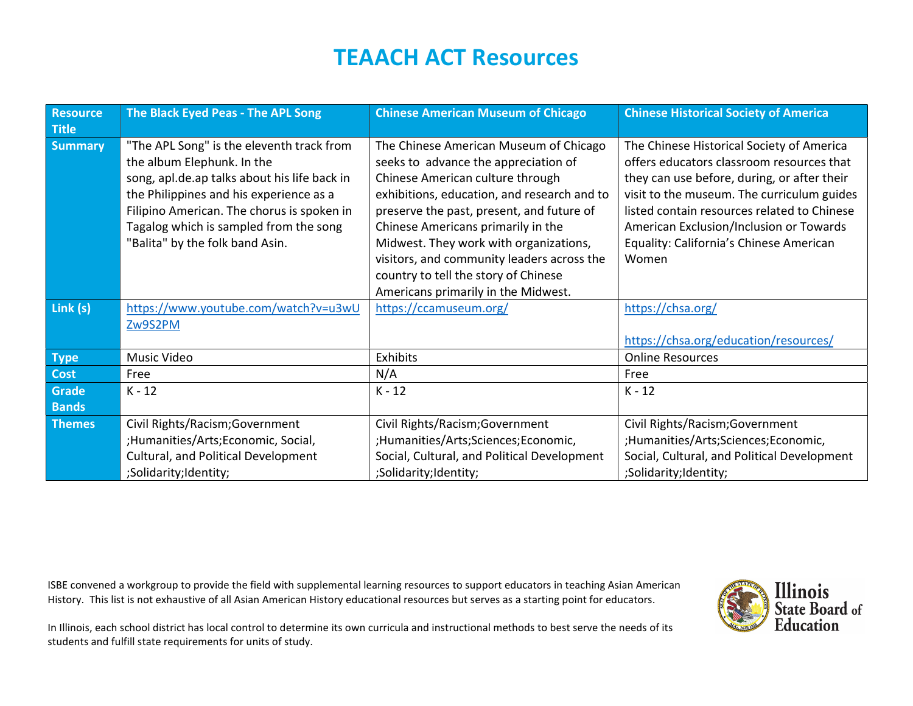# TEAACH ACT Resources

| Resource Title | The Black Eyed Peas - The APL Song | Chinese American Museum of Chicago | Chinese Historical Society of America |
|---|---|---|---|
| Summary | "The APL Song" is the eleventh track from the album Elephunk. In the song, apl.de.ap talks about his life back in the Philippines and his experience as a Filipino American. The chorus is spoken in Tagalog which is sampled from the song "Balita" by the folk band Asin. | The Chinese American Museum of Chicago seeks to advance the appreciation of Chinese American culture through exhibitions, education, and research and to preserve the past, present, and future of Chinese Americans primarily in the Midwest. They work with organizations, visitors, and community leaders across the country to tell the story of Chinese Americans primarily in the Midwest. | The Chinese Historical Society of America offers educators classroom resources that they can use before, during, or after their visit to the museum. The curriculum guides listed contain resources related to Chinese American Exclusion/Inclusion or Towards Equality: California's Chinese American Women |
| Link (s) | https://www.youtube.com/watch?v=u3wUZw9S2PM | https://ccamuseum.org/ | https://chsa.org/ <br> https://chsa.org/education/resources/ |
| Type | Music Video | Exhibits | Online Resources |
| Cost | Free | N/A | Free |
| Grade Bands | K - 12 | K - 12 | K - 12 |
| Themes | Civil Rights/Racism;Government ;Humanities/Arts;Economic, Social, Cultural, and Political Development ;Solidarity;Identity; | Civil Rights/Racism;Government ;Humanities/Arts;Sciences;Economic, Social, Cultural, and Political Development ;Solidarity;Identity; | Civil Rights/Racism;Government ;Humanities/Arts;Sciences;Economic, Social, Cultural, and Political Development ;Solidarity;Identity; |

ISBE convened a workgroup to provide the field with supplemental learning resources to support educators in teaching Asian American History. This list is not exhaustive of all Asian American History educational resources but serves as a starting point for educators.

In Illinois, each school district has local control to determine its own curricula and instructional methods to best serve the needs of its students and fulfill state requirements for units of study.

Illinois State Board of Education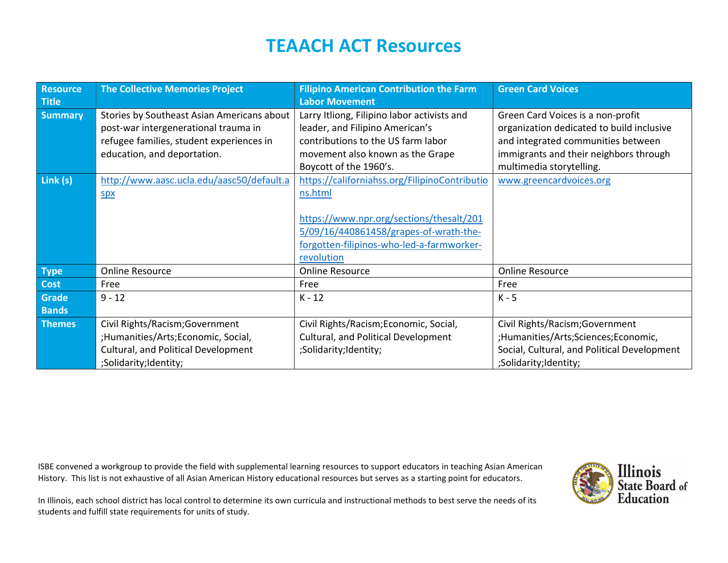# TEAACH ACT Resources

| Resource Title | The Collective Memories Project | Filipino American Contribution the Farm Labor Movement | Green Card Voices |
|---|---|---|---|
| Summary | Stories by Southeast Asian Americans about post-war intergenerational trauma in refugee families, student experiences in education, and deportation. | Larry Itliong, Filipino labor activists and leader, and Filipino American's contributions to the US farm labor movement also known as the Grape Boycott of the 1960's. | Green Card Voices is a non-profit organization dedicated to build inclusive and integrated communities between immigrants and their neighbors through multimedia storytelling. |
| Link (s) | http://www.aasc.ucla.edu/aasc50/default.aspx | https://californiahss.org/FilipinoContributions.html<br><br>https://www.npr.org/sections/thesalt/2015/09/16/440861458/grapes-of-wrath-the-forgotten-filipinos-who-led-a-farmworker-revolution | www.greencardvoices.org |
| Type | Online Resource | Online Resource | Online Resource |
| Cost | Free | Free | Free |
| Grade Bands | 9 - 12 | K - 12 | K - 5 |
| Themes | Civil Rights/Racism;Government ;Humanities/Arts;Economic, Social, Cultural, and Political Development ;Solidarity;Identity; | Civil Rights/Racism;Economic, Social, Cultural, and Political Development ;Solidarity;Identity; | Civil Rights/Racism;Government ;Humanities/Arts;Sciences;Economic, Social, Cultural, and Political Development ;Solidarity;Identity; |

ISBE convened a workgroup to provide the field with supplemental learning resources to support educators in teaching Asian American History. This list is not exhaustive of all Asian American History educational resources but serves as a starting point for educators.

In Illinois, each school district has local control to determine its own curricula and instructional methods to best serve the needs of its students and fulfill state requirements for units of study.

Illinois State Board of Education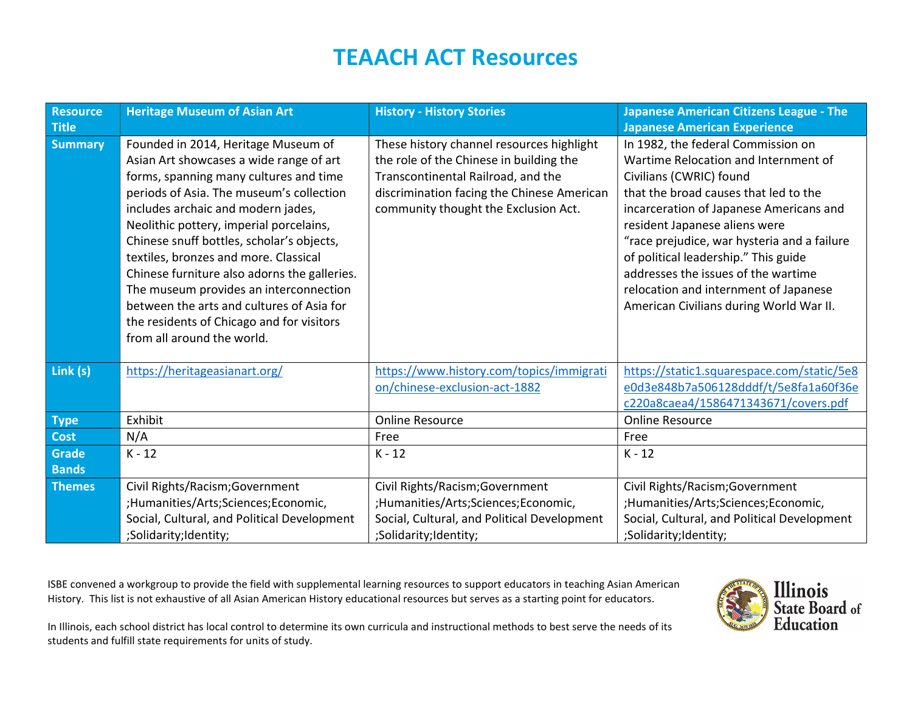# TEAACH ACT Resources

| Resource Title | Heritage Museum of Asian Art | History - History Stories | Japanese American Citizens League - The Japanese American Experience |
|---|---|---|---|
| Summary | Founded in 2014, Heritage Museum of Asian Art showcases a wide range of art forms, spanning many cultures and time periods of Asia. The museum's collection includes archaic and modern jades, Neolithic pottery, imperial porcelains, Chinese snuff bottles, scholar's objects, textiles, bronzes and more. Classical Chinese furniture also adorns the galleries. The museum provides an interconnection between the arts and cultures of Asia for the residents of Chicago and for visitors from all around the world. | These history channel resources highlight the role of the Chinese in building the Transcontinental Railroad, and the discrimination facing the Chinese American community thought the Exclusion Act. | In 1982, the federal Commission on Wartime Relocation and Internment of Civilians (CWRIC) found that the broad causes that led to the incarceration of Japanese Americans and resident Japanese aliens were "race prejudice, war hysteria and a failure of political leadership." This guide addresses the issues of the wartime relocation and internment of Japanese American Civilians during World War II. |
| Link (s) | https://heritageasianart.org/ | https://www.history.com/topics/immigration/chinese-exclusion-act-1882 | https://static1.squarespace.com/static/5e8e0d3e848b7a506128dddf/t/5e8fa1a60f36ec220a8caea4/1586471343671/covers.pdf |
| Type | Exhibit | Online Resource | Online Resource |
| Cost | N/A | Free | Free |
| Grade Bands | K - 12 | K - 12 | K - 12 |
| Themes | Civil Rights/Racism;Government ;Humanities/Arts;Sciences;Economic, Social, Cultural, and Political Development ;Solidarity;Identity; | Civil Rights/Racism;Government ;Humanities/Arts;Sciences;Economic, Social, Cultural, and Political Development ;Solidarity;Identity; | Civil Rights/Racism;Government ;Humanities/Arts;Sciences;Economic, Social, Cultural, and Political Development ;Solidarity;Identity; |

ISBE convened a workgroup to provide the field with supplemental learning resources to support educators in teaching Asian American History. This list is not exhaustive of all Asian American History educational resources but serves as a starting point for educators.

In Illinois, each school district has local control to determine its own curricula and instructional methods to best serve the needs of its students and fulfill state requirements for units of study.

Illinois State Board of Education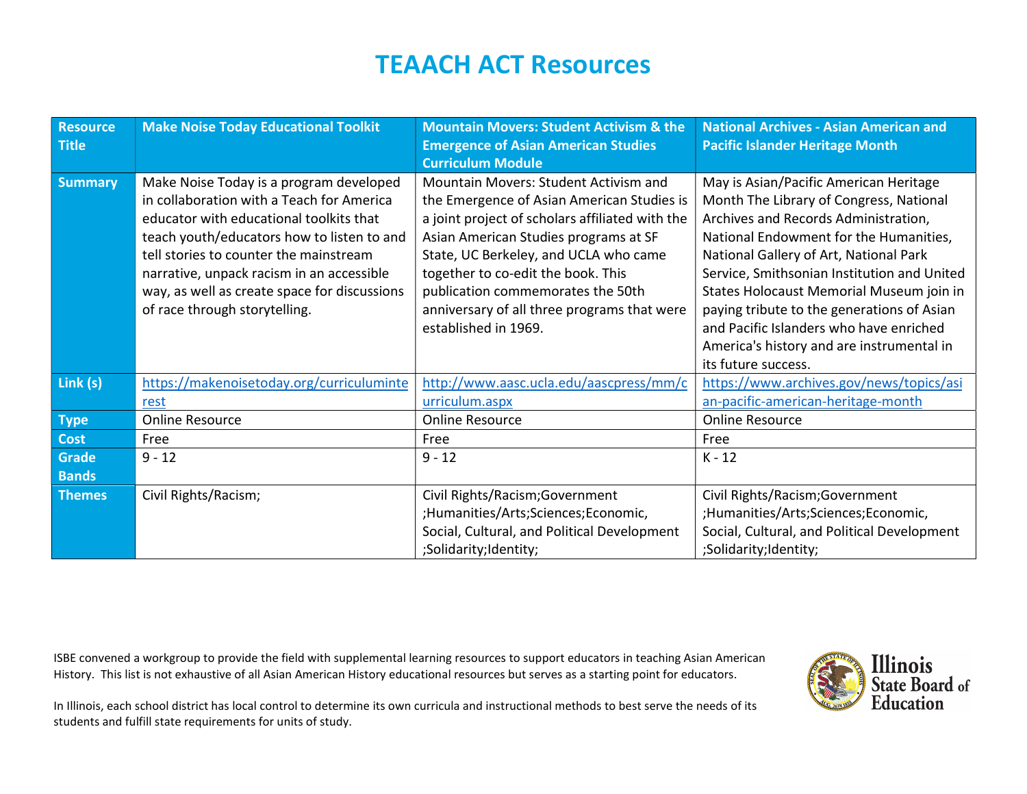# TEAACH ACT Resources

| Resource Title | Make Noise Today Educational Toolkit | Mountain Movers: Student Activism & the Emergence of Asian American Studies Curriculum Module | National Archives - Asian American and Pacific Islander Heritage Month |
|---|---|---|---|
| Summary | Make Noise Today is a program developed in collaboration with a Teach for America educator with educational toolkits that teach youth/educators how to listen to and tell stories to counter the mainstream narrative, unpack racism in an accessible way, as well as create space for discussions of race through storytelling. | Mountain Movers: Student Activism and the Emergence of Asian American Studies is a joint project of scholars affiliated with the Asian American Studies programs at SF State, UC Berkeley, and UCLA who came together to co-edit the book. This publication commemorates the 50th anniversary of all three programs that were established in 1969. | May is Asian/Pacific American Heritage Month The Library of Congress, National Archives and Records Administration, National Endowment for the Humanities, National Gallery of Art, National Park Service, Smithsonian Institution and United States Holocaust Memorial Museum join in paying tribute to the generations of Asian and Pacific Islanders who have enriched America's history and are instrumental in its future success. |
| Link (s) | https://makenoisetoday.org/curriculuminterest | http://www.aasc.ucla.edu/aascpress/mm/curriculum.aspx | https://www.archives.gov/news/topics/asian-pacific-american-heritage-month |
| Type | Online Resource | Online Resource | Online Resource |
| Cost | Free | Free | Free |
| Grade Bands | 9 - 12 | 9 - 12 | K - 12 |
| Themes | Civil Rights/Racism; | Civil Rights/Racism;Government ;Humanities/Arts;Sciences;Economic, Social, Cultural, and Political Development ;Solidarity;Identity; | Civil Rights/Racism;Government ;Humanities/Arts;Sciences;Economic, Social, Cultural, and Political Development ;Solidarity;Identity; |

ISBE convened a workgroup to provide the field with supplemental learning resources to support educators in teaching Asian American History. This list is not exhaustive of all Asian American History educational resources but serves as a starting point for educators.

In Illinois, each school district has local control to determine its own curricula and instructional methods to best serve the needs of its students and fulfill state requirements for units of study.

Illinois State Board of Education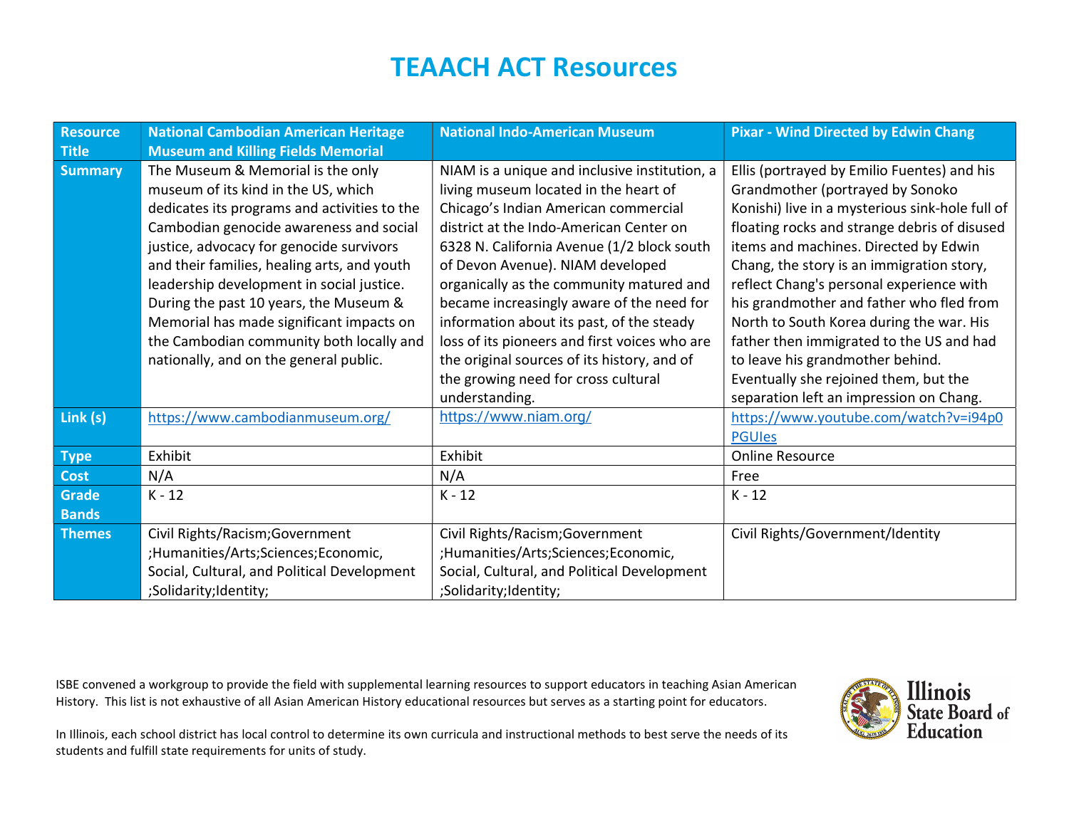# TEAACH ACT Resources

| Resource Title | National Cambodian American Heritage Museum and Killing Fields Memorial | National Indo-American Museum | Pixar - Wind Directed by Edwin Chang |
|---|---|---|---|
| Summary | The Museum & Memorial is the only museum of its kind in the US, which dedicates its programs and activities to the Cambodian genocide awareness and social justice, advocacy for genocide survivors and their families, healing arts, and youth leadership development in social justice. During the past 10 years, the Museum & Memorial has made significant impacts on the Cambodian community both locally and nationally, and on the general public. | NIAM is a unique and inclusive institution, a living museum located in the heart of Chicago's Indian American commercial district at the Indo-American Center on 6328 N. California Avenue (1/2 block south of Devon Avenue). NIAM developed organically as the community matured and became increasingly aware of the need for information about its past, of the steady loss of its pioneers and first voices who are the original sources of its history, and of the growing need for cross cultural understanding. | Ellis (portrayed by Emilio Fuentes) and his Grandmother (portrayed by Sonoko Konishi) live in a mysterious sink-hole full of floating rocks and strange debris of disused items and machines. Directed by Edwin Chang, the story is an immigration story, reflect Chang's personal experience with his grandmother and father who fled from North to South Korea during the war. His father then immigrated to the US and had to leave his grandmother behind. Eventually she rejoined them, but the separation left an impression on Chang. |
| Link (s) | https://www.cambodianmuseum.org/ | https://www.niam.org/ | https://www.youtube.com/watch?v=i94p0PGUIes |
| Type | Exhibit | Exhibit | Online Resource |
| Cost | N/A | N/A | Free |
| Grade Bands | K - 12 | K - 12 | K - 12 |
| Themes | Civil Rights/Racism;Government ;Humanities/Arts;Sciences;Economic, Social, Cultural, and Political Development ;Solidarity;Identity; | Civil Rights/Racism;Government ;Humanities/Arts;Sciences;Economic, Social, Cultural, and Political Development ;Solidarity;Identity; | Civil Rights/Government/Identity |

ISBE convened a workgroup to provide the field with supplemental learning resources to support educators in teaching Asian American History. This list is not exhaustive of all Asian American History educational resources but serves as a starting point for educators.

In Illinois, each school district has local control to determine its own curricula and instructional methods to best serve the needs of its students and fulfill state requirements for units of study.

Illinois State Board of Education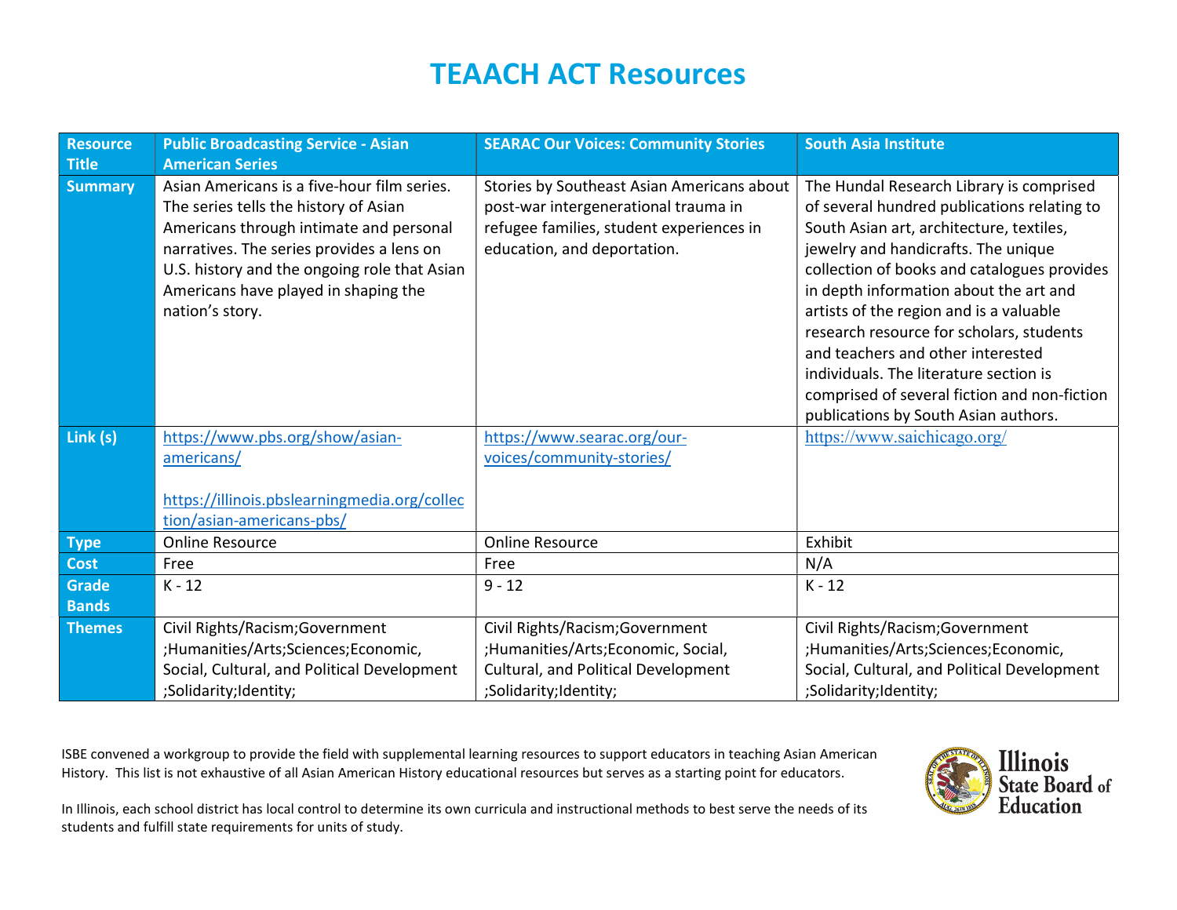# TEAACH ACT Resources

| Resource Title | Public Broadcasting Service - Asian American Series | SEARAC Our Voices: Community Stories | South Asia Institute |
|---|---|---|---|
| Summary | Asian Americans is a five-hour film series. The series tells the history of Asian Americans through intimate and personal narratives. The series provides a lens on U.S. history and the ongoing role that Asian Americans have played in shaping the nation's story. | Stories by Southeast Asian Americans about post-war intergenerational trauma in refugee families, student experiences in education, and deportation. | The Hundal Research Library is comprised of several hundred publications relating to South Asian art, architecture, textiles, jewelry and handicrafts. The unique collection of books and catalogues provides in depth information about the art and artists of the region and is a valuable research resource for scholars, students and teachers and other interested individuals. The literature section is comprised of several fiction and non-fiction publications by South Asian authors. |
| Link (s) | https://www.pbs.org/show/asian-americans/ <br><br> https://illinois.pbslearningmedia.org/collection/asian-americans-pbs/ | https://www.searac.org/our-voices/community-stories/ | https://www.saichicago.org/ |
| Type | Online Resource | Online Resource | Exhibit |
| Cost | Free | Free | N/A |
| Grade Bands | K - 12 | 9 - 12 | K - 12 |
| Themes | Civil Rights/Racism;Government ;Humanities/Arts;Sciences;Economic, Social, Cultural, and Political Development ;Solidarity;Identity; | Civil Rights/Racism;Government ;Humanities/Arts;Economic, Social, Cultural, and Political Development ;Solidarity;Identity; | Civil Rights/Racism;Government ;Humanities/Arts;Sciences;Economic, Social, Cultural, and Political Development ;Solidarity;Identity; |

ISBE convened a workgroup to provide the field with supplemental learning resources to support educators in teaching Asian American History. This list is not exhaustive of all Asian American History educational resources but serves as a starting point for educators.

In Illinois, each school district has local control to determine its own curricula and instructional methods to best serve the needs of its students and fulfill state requirements for units of study.

Illinois State Board of Education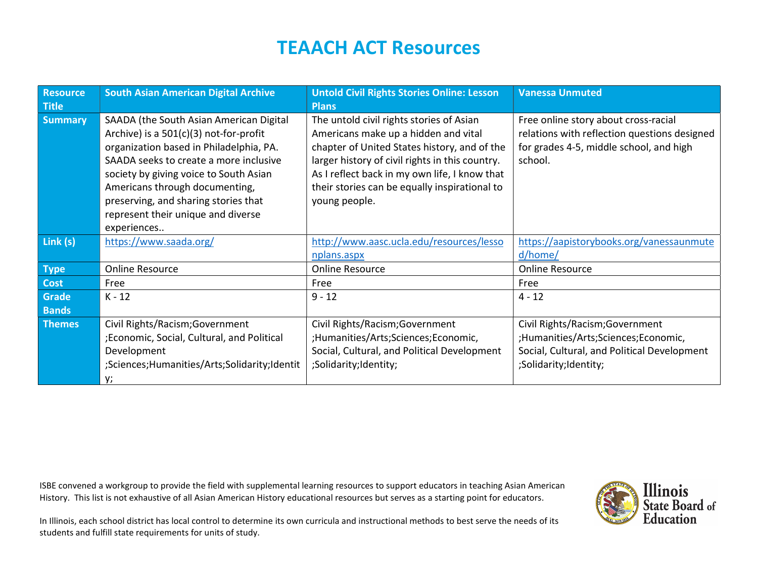# TEAACH ACT Resources

| Resource Title | South Asian American Digital Archive | Untold Civil Rights Stories Online: Lesson Plans | Vanessa Unmuted |
|---|---|---|---|
| Summary | SAADA (the South Asian American Digital Archive) is a 501(c)(3) not-for-profit organization based in Philadelphia, PA. SAADA seeks to create a more inclusive society by giving voice to South Asian Americans through documenting, preserving, and sharing stories that represent their unique and diverse experiences.. | The untold civil rights stories of Asian Americans make up a hidden and vital chapter of United States history, and of the larger history of civil rights in this country. As I reflect back in my own life, I know that their stories can be equally inspirational to young people. | Free online story about cross-racial relations with reflection questions designed for grades 4-5, middle school, and high school. |
| Link (s) | https://www.saada.org/ | http://www.aasc.ucla.edu/resources/lessonplans.aspx | https://aapistorybooks.org/vanessaunmuted/home/ |
| Type | Online Resource | Online Resource | Online Resource |
| Cost | Free | Free | Free |
| Grade Bands | K - 12 | 9 - 12 | 4 - 12 |
| Themes | Civil Rights/Racism;Government ;Economic, Social, Cultural, and Political Development ;Sciences;Humanities/Arts;Solidarity;Identity; | Civil Rights/Racism;Government ;Humanities/Arts;Sciences;Economic, Social, Cultural, and Political Development ;Solidarity;Identity; | Civil Rights/Racism;Government ;Humanities/Arts;Sciences;Economic, Social, Cultural, and Political Development ;Solidarity;Identity; |

ISBE convened a workgroup to provide the field with supplemental learning resources to support educators in teaching Asian American History. This list is not exhaustive of all Asian American History educational resources but serves as a starting point for educators.

In Illinois, each school district has local control to determine its own curricula and instructional methods to best serve the needs of its students and fulfill state requirements for units of study.

Illinois State Board of Education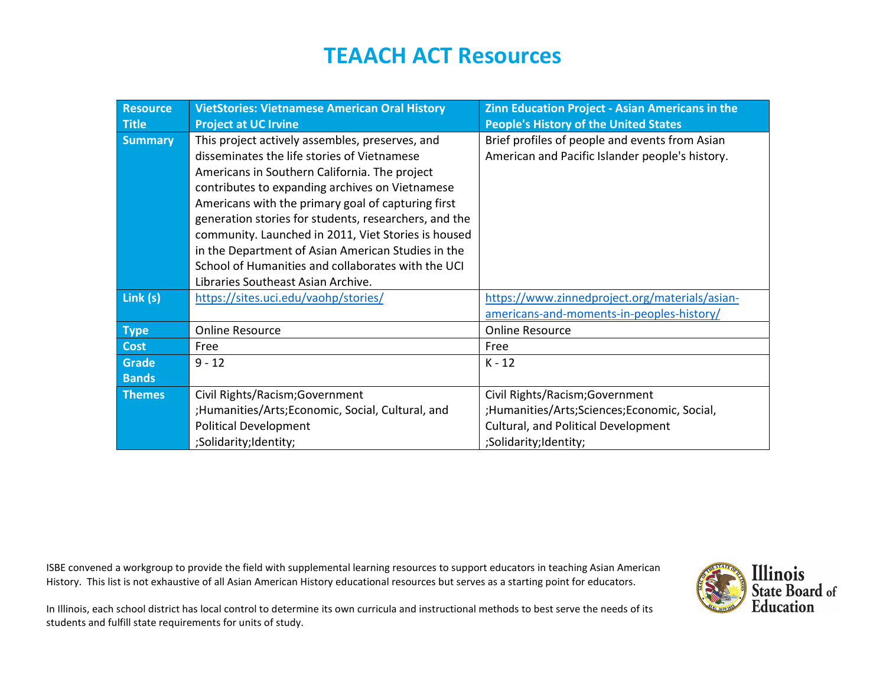# TEAACH ACT Resources

| Resource Title | VietStories: Vietnamese American Oral History Project at UC Irvine | Zinn Education Project - Asian Americans in the People's History of the United States |
|---|---|---|
| Summary | This project actively assembles, preserves, and disseminates the life stories of Vietnamese Americans in Southern California. The project contributes to expanding archives on Vietnamese Americans with the primary goal of capturing first generation stories for students, researchers, and the community. Launched in 2011, Viet Stories is housed in the Department of Asian American Studies in the School of Humanities and collaborates with the UCI Libraries Southeast Asian Archive. | Brief profiles of people and events from Asian American and Pacific Islander people's history. |
| Link (s) | https://sites.uci.edu/vaohp/stories/ | https://www.zinnedproject.org/materials/asian-americans-and-moments-in-peoples-history/ |
| Type | Online Resource | Online Resource |
| Cost | Free | Free |
| Grade Bands | 9 - 12 | K - 12 |
| Themes | Civil Rights/Racism;Government ;Humanities/Arts;Economic, Social, Cultural, and Political Development ;Solidarity;Identity; | Civil Rights/Racism;Government ;Humanities/Arts;Sciences;Economic, Social, Cultural, and Political Development ;Solidarity;Identity; |

ISBE convened a workgroup to provide the field with supplemental learning resources to support educators in teaching Asian American History. This list is not exhaustive of all Asian American History educational resources but serves as a starting point for educators.

In Illinois, each school district has local control to determine its own curricula and instructional methods to best serve the needs of its students and fulfill state requirements for units of study.

Illinois State Board of Education